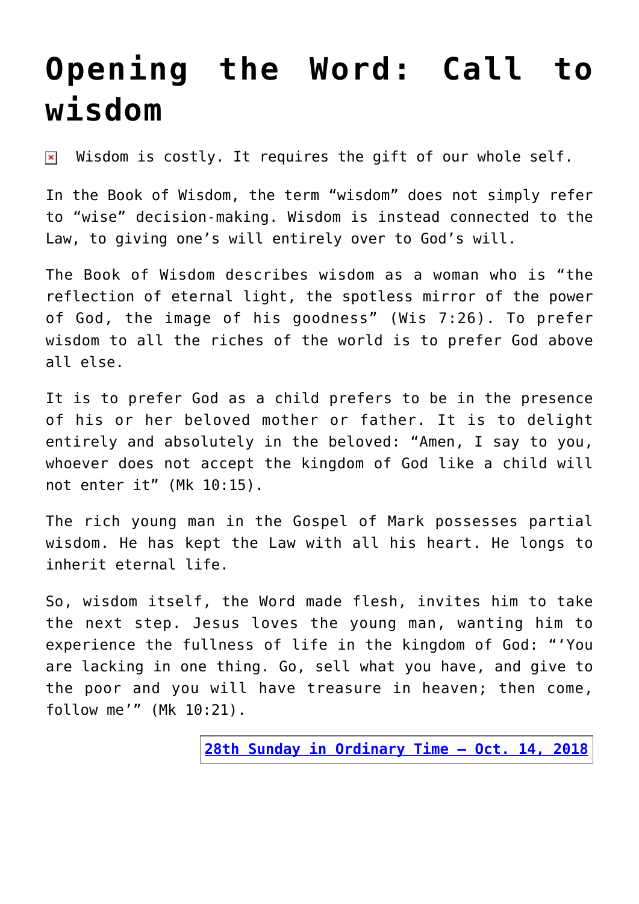# Opening the Word: Call to wisdom

Wisdom is costly. It requires the gift of our whole self.

In the Book of Wisdom, the term "wisdom" does not simply refer to "wise" decision-making. Wisdom is instead connected to the Law, to giving one's will entirely over to God's will.

The Book of Wisdom describes wisdom as a woman who is "the reflection of eternal light, the spotless mirror of the power of God, the image of his goodness" (Wis 7:26). To prefer wisdom to all the riches of the world is to prefer God above all else.

It is to prefer God as a child prefers to be in the presence of his or her beloved mother or father. It is to delight entirely and absolutely in the beloved: "Amen, I say to you, whoever does not accept the kingdom of God like a child will not enter it" (Mk 10:15).

The rich young man in the Gospel of Mark possesses partial wisdom. He has kept the Law with all his heart. He longs to inherit eternal life.

So, wisdom itself, the Word made flesh, invites him to take the next step. Jesus loves the young man, wanting him to experience the fullness of life in the kingdom of God: "'You are lacking in one thing. Go, sell what you have, and give to the poor and you will have treasure in heaven; then come, follow me'" (Mk 10:21).

**28th Sunday in Ordinary Time – Oct. 14, 2018**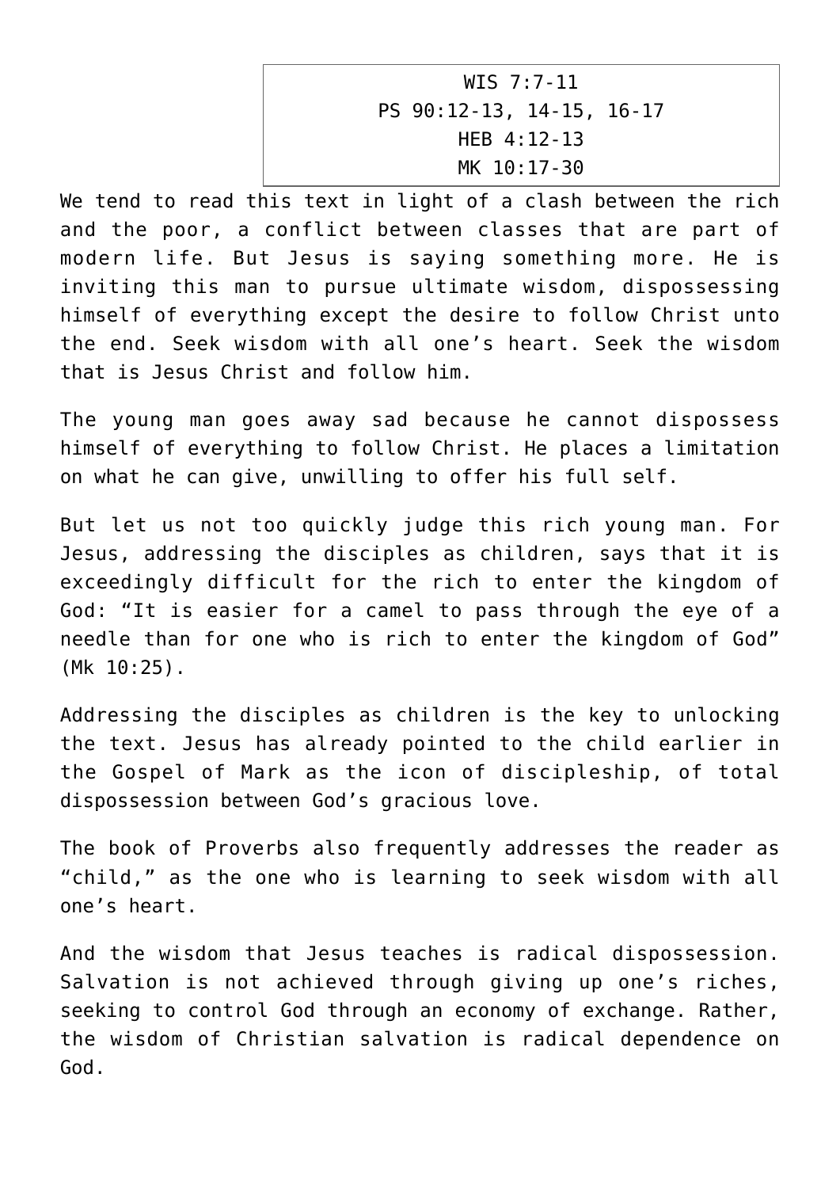WIS 7:7-11
PS 90:12-13, 14-15, 16-17
HEB 4:12-13
MK 10:17-30

We tend to read this text in light of a clash between the rich and the poor, a conflict between classes that are part of modern life. But Jesus is saying something more. He is inviting this man to pursue ultimate wisdom, dispossessing himself of everything except the desire to follow Christ unto the end. Seek wisdom with all one's heart. Seek the wisdom that is Jesus Christ and follow him.

The young man goes away sad because he cannot dispossess himself of everything to follow Christ. He places a limitation on what he can give, unwilling to offer his full self.

But let us not too quickly judge this rich young man. For Jesus, addressing the disciples as children, says that it is exceedingly difficult for the rich to enter the kingdom of God: "It is easier for a camel to pass through the eye of a needle than for one who is rich to enter the kingdom of God" (Mk 10:25).

Addressing the disciples as children is the key to unlocking the text. Jesus has already pointed to the child earlier in the Gospel of Mark as the icon of discipleship, of total dispossession between God's gracious love.

The book of Proverbs also frequently addresses the reader as "child," as the one who is learning to seek wisdom with all one's heart.

And the wisdom that Jesus teaches is radical dispossession. Salvation is not achieved through giving up one's riches, seeking to control God through an economy of exchange. Rather, the wisdom of Christian salvation is radical dependence on God.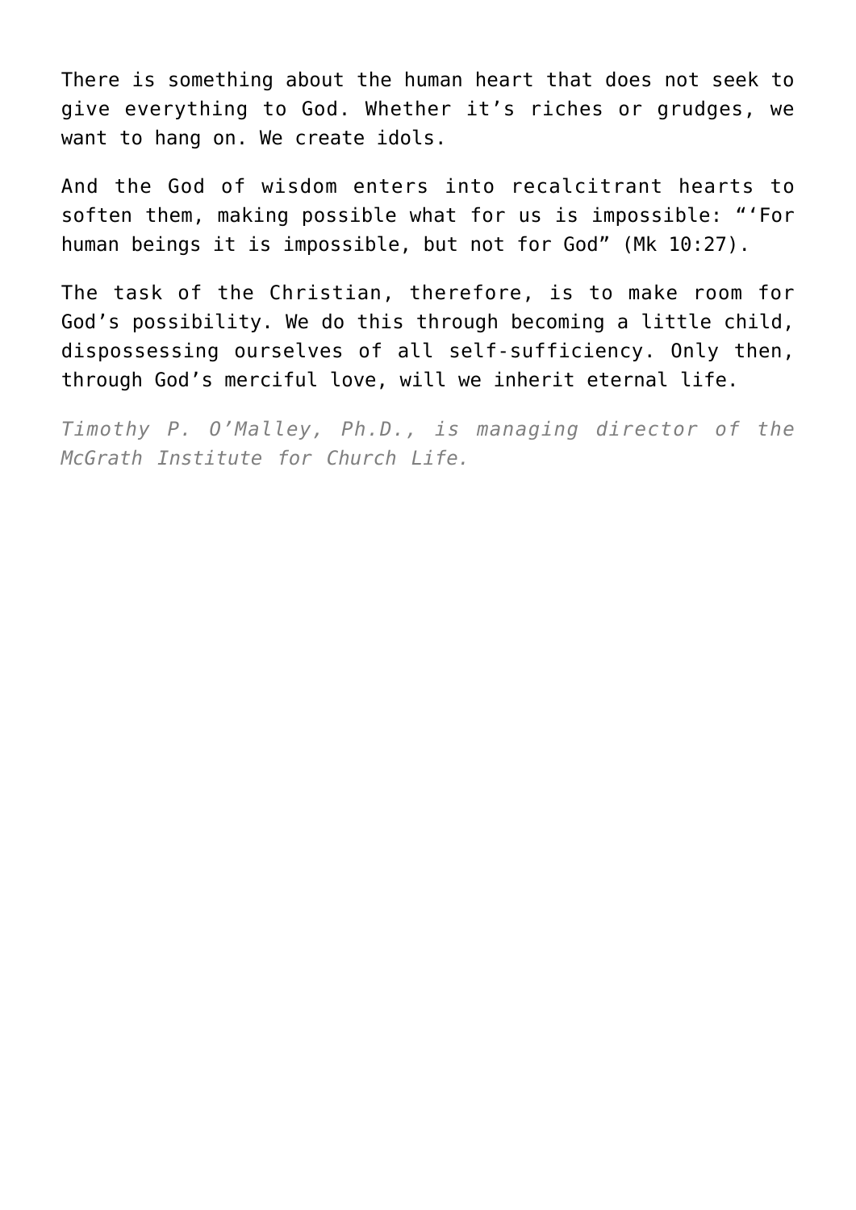There is something about the human heart that does not seek to give everything to God. Whether it's riches or grudges, we want to hang on. We create idols.

And the God of wisdom enters into recalcitrant hearts to soften them, making possible what for us is impossible: "'For human beings it is impossible, but not for God" (Mk 10:27).

The task of the Christian, therefore, is to make room for God's possibility. We do this through becoming a little child, dispossessing ourselves of all self-sufficiency. Only then, through God's merciful love, will we inherit eternal life.

*Timothy P. O'Malley, Ph.D., is managing director of the McGrath Institute for Church Life.*